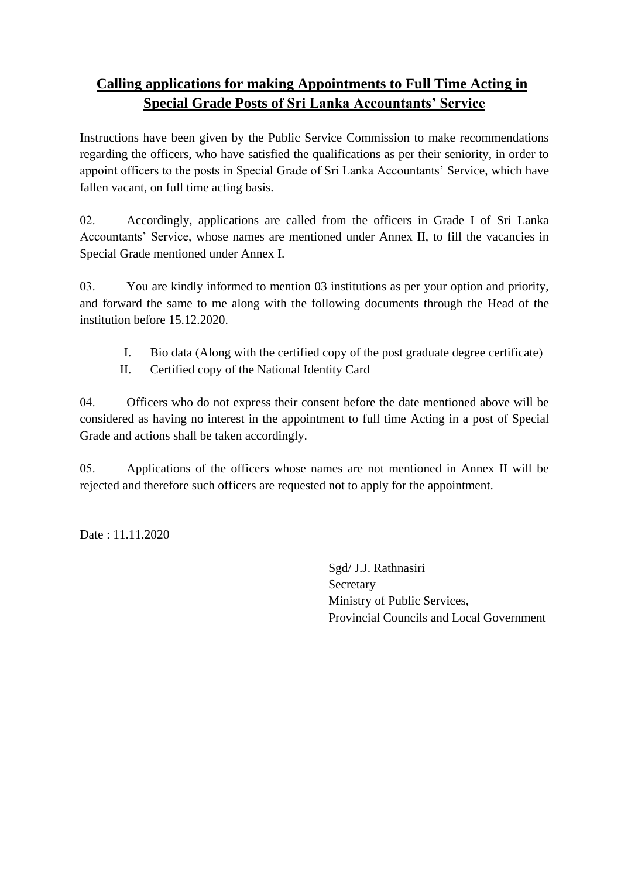# Calling applications for making Appointments to Full Time Acting in Special Grade Posts of Sri Lanka Accountants' Service

Instructions have been given by the Public Service Commission to make recommendations regarding the officers, who have satisfied the qualifications as per their seniority, in order to appoint officers to the posts in Special Grade of Sri Lanka Accountants' Service, which have fallen vacant, on full time acting basis.

02. Accordingly, applications are called from the officers in Grade I of Sri Lanka Accountants' Service, whose names are mentioned under Annex II, to fill the vacancies in Special Grade mentioned under Annex I.

03. You are kindly informed to mention 03 institutions as per your option and priority, and forward the same to me along with the following documents through the Head of the institution before 15.12.2020.

I. Bio data (Along with the certified copy of the post graduate degree certificate)
II. Certified copy of the National Identity Card

04. Officers who do not express their consent before the date mentioned above will be considered as having no interest in the appointment to full time Acting in a post of Special Grade and actions shall be taken accordingly.

05. Applications of the officers whose names are not mentioned in Annex II will be rejected and therefore such officers are requested not to apply for the appointment.

Date : 11.11.2020

Sgd/ J.J. Rathnasiri
Secretary
Ministry of Public Services,
Provincial Councils and Local Government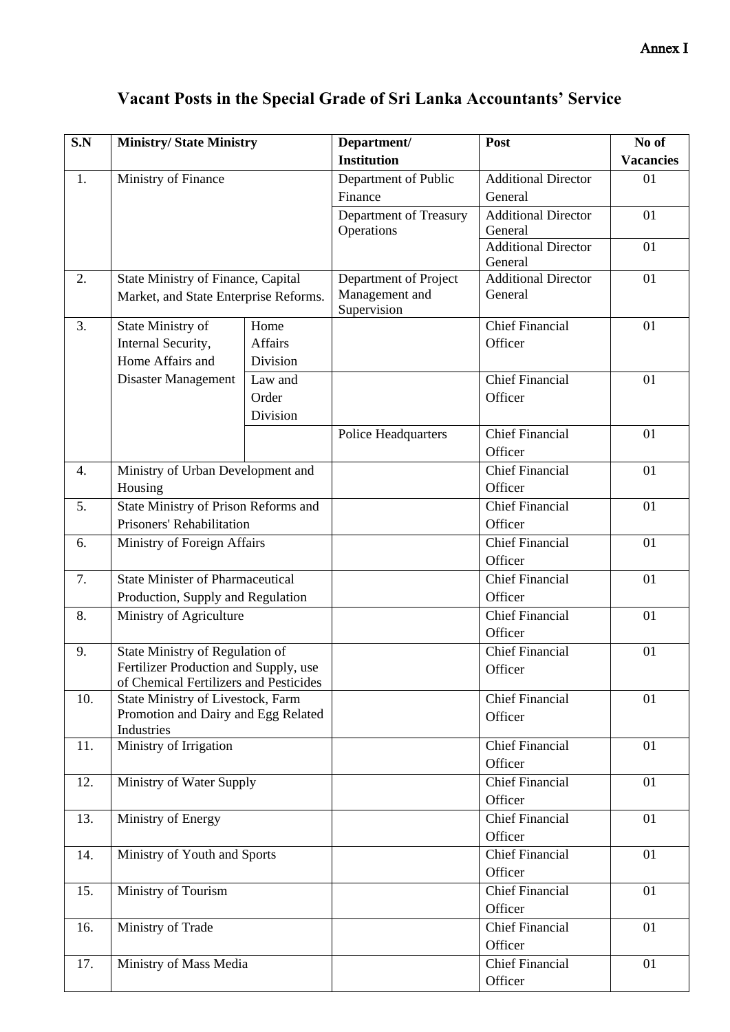Annex I

# Vacant Posts in the Special Grade of Sri Lanka Accountants' Service

| S.N | Ministry/ State Ministry | | Department/ Institution | Post | No of Vacancies |
|---|---|---|---|---|---|
| 1. | Ministry of Finance | | Department of Public Finance | Additional Director General | 01 |
| | | | Department of Treasury Operations | Additional Director General | 01 |
| | | | | Additional Director General | 01 |
| 2. | State Ministry of Finance, Capital Market, and State Enterprise Reforms. | | Department of Project Management and Supervision | Additional Director General | 01 |
| 3. | State Ministry of Internal Security, Home Affairs and Disaster Management | Home Affairs Division | | Chief Financial Officer | 01 |
| | | Law and Order Division | | Chief Financial Officer | 01 |
| | | | Police Headquarters | Chief Financial Officer | 01 |
| 4. | Ministry of Urban Development and Housing | | | Chief Financial Officer | 01 |
| 5. | State Ministry of Prison Reforms and Prisoners' Rehabilitation | | | Chief Financial Officer | 01 |
| 6. | Ministry of Foreign Affairs | | | Chief Financial Officer | 01 |
| 7. | State Minister of Pharmaceutical Production, Supply and Regulation | | | Chief Financial Officer | 01 |
| 8. | Ministry of Agriculture | | | Chief Financial Officer | 01 |
| 9. | State Ministry of Regulation of Fertilizer Production and Supply, use of Chemical Fertilizers and Pesticides | | | Chief Financial Officer | 01 |
| 10. | State Ministry of Livestock, Farm Promotion and Dairy and Egg Related Industries | | | Chief Financial Officer | 01 |
| 11. | Ministry of Irrigation | | | Chief Financial Officer | 01 |
| 12. | Ministry of Water Supply | | | Chief Financial Officer | 01 |
| 13. | Ministry of Energy | | | Chief Financial Officer | 01 |
| 14. | Ministry of Youth and Sports | | | Chief Financial Officer | 01 |
| 15. | Ministry of Tourism | | | Chief Financial Officer | 01 |
| 16. | Ministry of Trade | | | Chief Financial Officer | 01 |
| 17. | Ministry of Mass Media | | | Chief Financial Officer | 01 |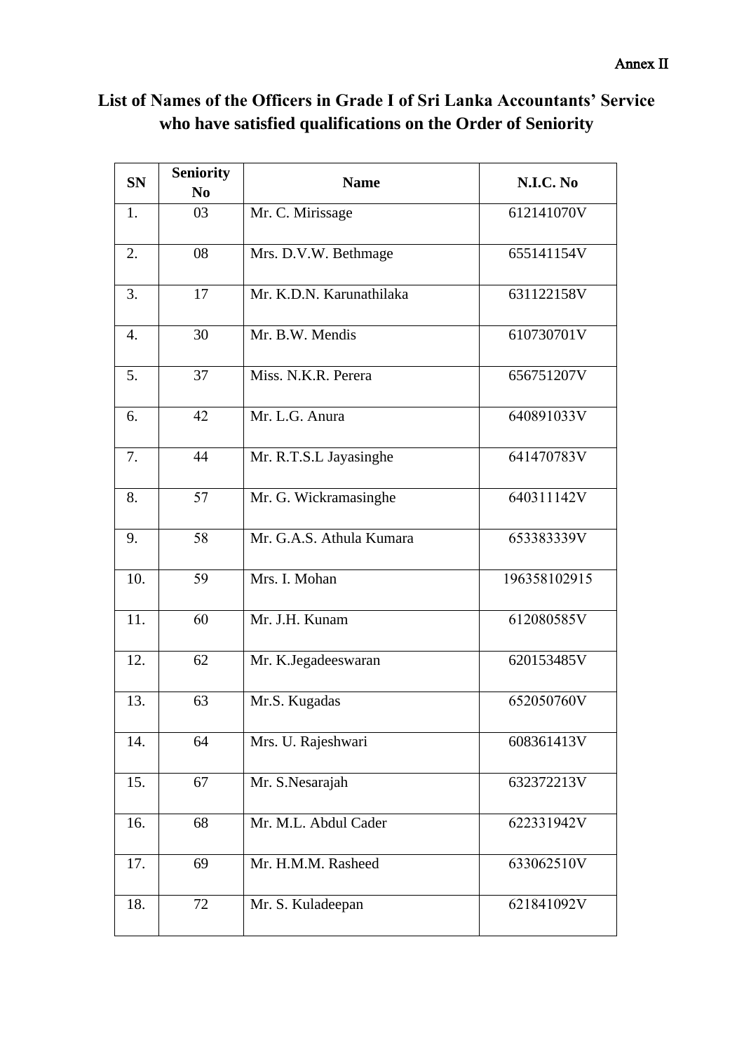Annex II

## List of Names of the Officers in Grade I of Sri Lanka Accountants' Service who have satisfied qualifications on the Order of Seniority

| SN | Seniority No | Name | N.I.C. No |
|---|---|---|---|
| 1. | 03 | Mr. C. Mirissage | 612141070V |
| 2. | 08 | Mrs. D.V.W. Bethmage | 655141154V |
| 3. | 17 | Mr. K.D.N. Karunathilaka | 631122158V |
| 4. | 30 | Mr. B.W. Mendis | 610730701V |
| 5. | 37 | Miss. N.K.R. Perera | 656751207V |
| 6. | 42 | Mr. L.G. Anura | 640891033V |
| 7. | 44 | Mr. R.T.S.L Jayasinghe | 641470783V |
| 8. | 57 | Mr. G. Wickramasinghe | 640311142V |
| 9. | 58 | Mr. G.A.S. Athula Kumara | 653383339V |
| 10. | 59 | Mrs. I. Mohan | 196358102915 |
| 11. | 60 | Mr. J.H. Kunam | 612080585V |
| 12. | 62 | Mr. K.Jegadeeswaran | 620153485V |
| 13. | 63 | Mr.S. Kugadas | 652050760V |
| 14. | 64 | Mrs. U. Rajeshwari | 608361413V |
| 15. | 67 | Mr. S.Nesarajah | 632372213V |
| 16. | 68 | Mr. M.L. Abdul Cader | 622331942V |
| 17. | 69 | Mr. H.M.M. Rasheed | 633062510V |
| 18. | 72 | Mr. S. Kuladeepan | 621841092V |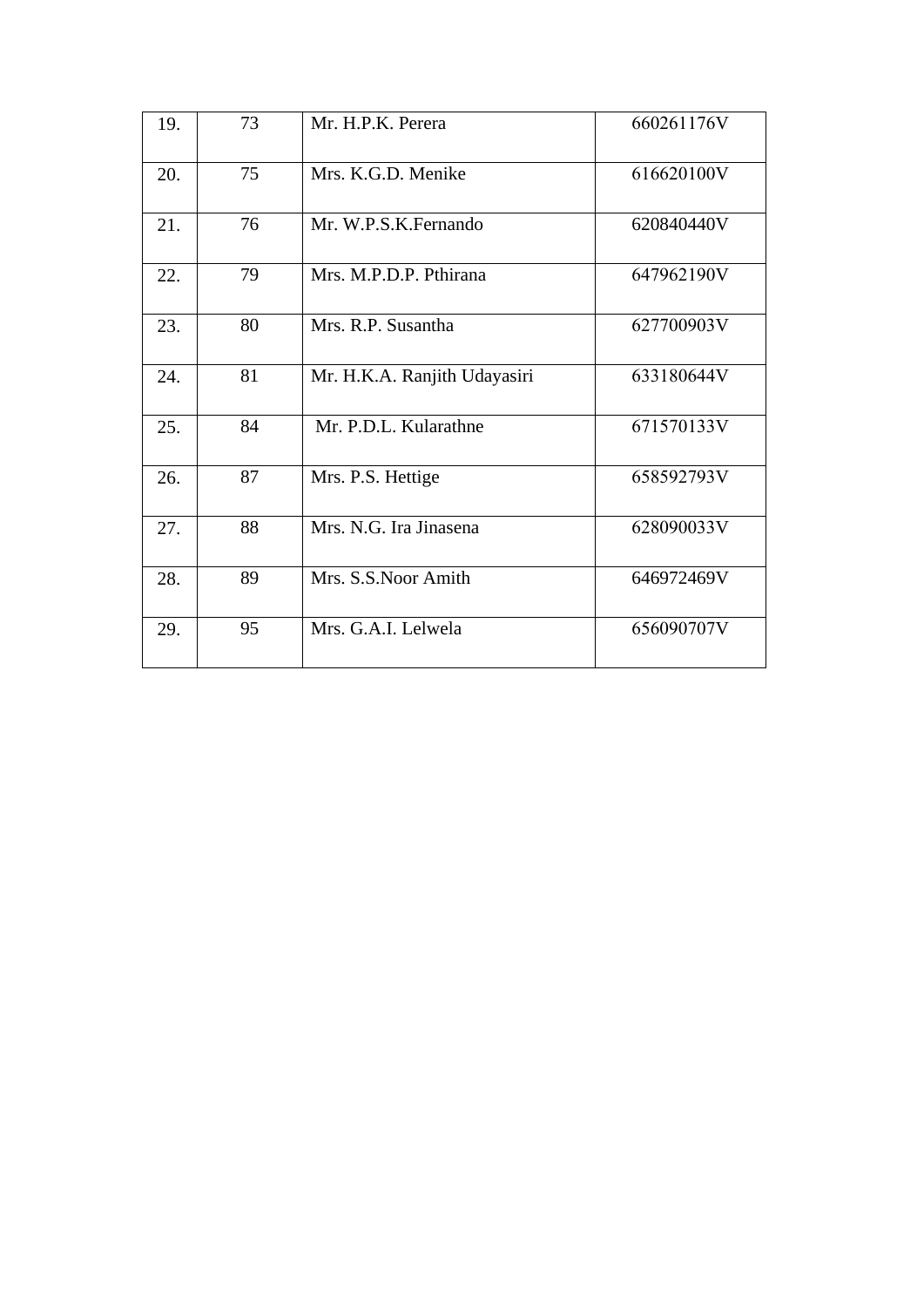| | | | |
|---|---|---|---|
| 19. | 73 | Mr. H.P.K. Perera | 660261176V |
| 20. | 75 | Mrs. K.G.D. Menike | 616620100V |
| 21. | 76 | Mr. W.P.S.K.Fernando | 620840440V |
| 22. | 79 | Mrs. M.P.D.P. Pthirana | 647962190V |
| 23. | 80 | Mrs. R.P. Susantha | 627700903V |
| 24. | 81 | Mr. H.K.A. Ranjith Udayasiri | 633180644V |
| 25. | 84 | Mr. P.D.L. Kularathne | 671570133V |
| 26. | 87 | Mrs. P.S. Hettige | 658592793V |
| 27. | 88 | Mrs. N.G. Ira Jinasena | 628090033V |
| 28. | 89 | Mrs. S.S.Noor Amith | 646972469V |
| 29. | 95 | Mrs. G.A.I. Lelwela | 656090707V |